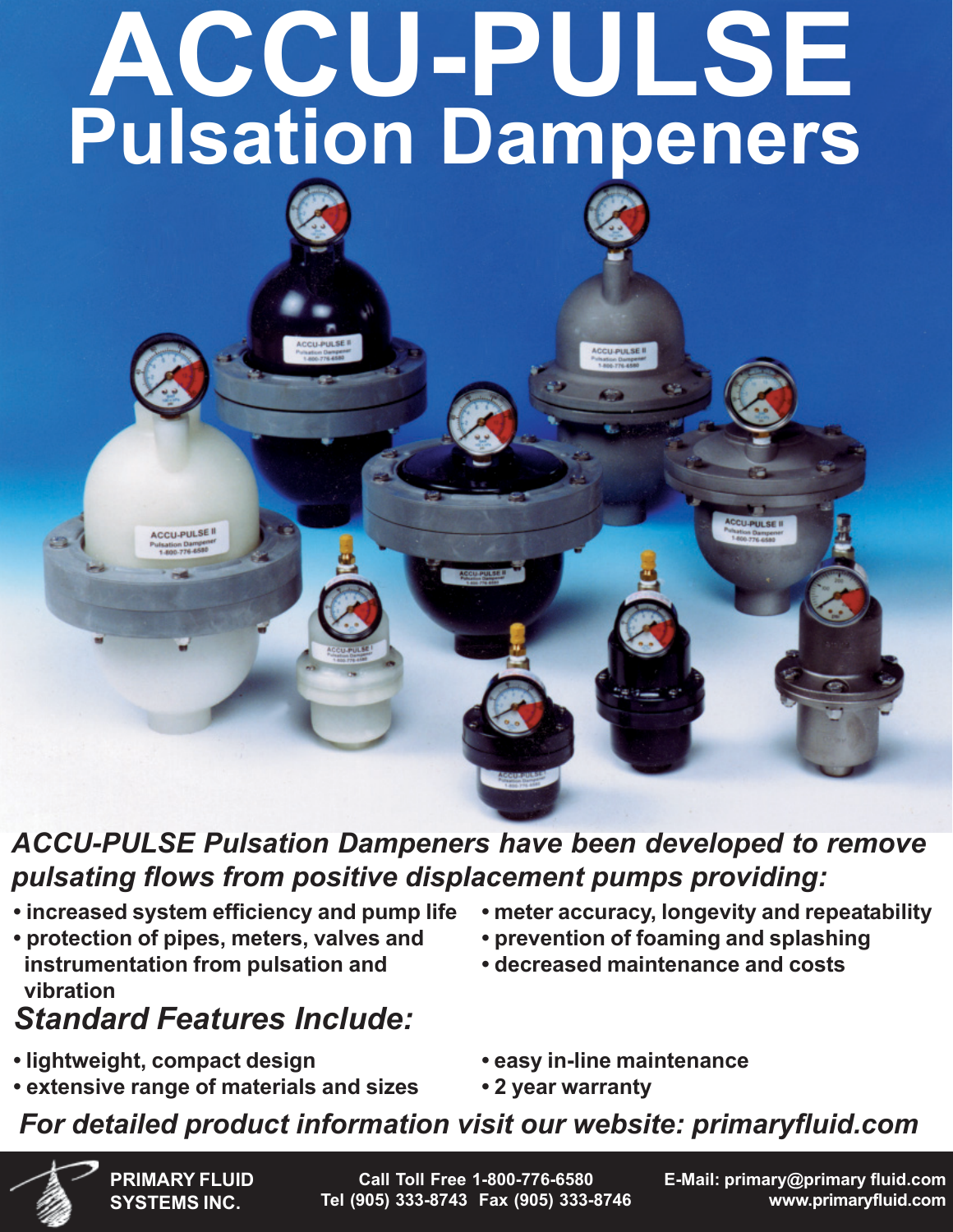# ACCU-PULSE

## Pulsation Dampeners

***ACCU-PULSE Pulsation Dampeners have been developed to remove pulsating flows from positive displacement pumps providing:***

- **increased system efficiency and pump life**
- **protection of pipes, meters, valves and instrumentation from pulsation and vibration**
- **meter accuracy, longevity and repeatability**
- **prevention of foaming and splashing**
- **decreased maintenance and costs**

## *Standard Features Include:*

- **lightweight, compact design**
- **extensive range of materials and sizes**
- **easy in-line maintenance**
- **2 year warranty**

***For detailed product information visit our website: primaryfluid.com***

**PRIMARY FLUID SYSTEMS INC.**

**Call Toll Free 1-800-776-6580**
**Tel (905) 333-8743 Fax (905) 333-8746**

**E-Mail: primary@primary fluid.com**
**www.primaryfluid.com**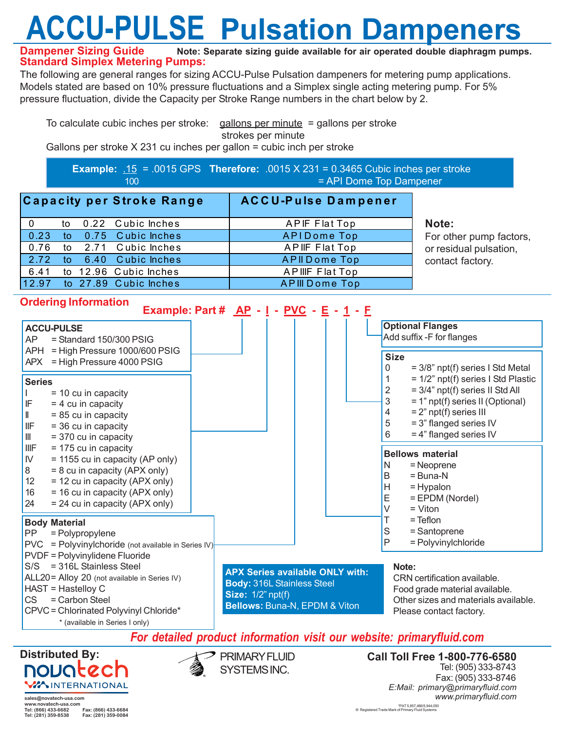# ACCU-PULSE Pulsation Dampeners

## Dampener Sizing Guide

**Note: Separate sizing guide available for air operated double diaphragm pumps.**

## Standard Simplex Metering Pumps:

The following are general ranges for sizing ACCU-Pulse Pulsation dampeners for metering pump applications. Models stated are based on 10% pressure fluctuations and a Simplex single acting metering pump. For 5% pressure fluctuation, divide the Capacity per Stroke Range numbers in the chart below by 2.

To calculate cubic inches per stroke: $\frac{\text{gallons per minute}}{\text{strokes per minute}}$ = gallons per stroke

Gallons per stroke X 231 cu inches per gallon = cubic inch per stroke

**Example:** $\frac{.15}{100}$ = .0015 GPS **Therefore:** .0015 X 231 = 0.3465 Cubic inches per stroke = API Dome Top Dampener

| Capacity per Stroke Range | ACCU-Pulse Dampener |
|---|---|
| 0 to 0.22 Cubic Inches | APIF Flat Top |
| 0.23 to 0.75 Cubic Inches | API Dome Top |
| 0.76 to 2.71 Cubic Inches | APIIF Flat Top |
| 2.72 to 6.40 Cubic Inches | APII Dome Top |
| 6.41 to 12.96 Cubic Inches | APIIIF Flat Top |
| 12.97 to 27.89 Cubic Inches | APIII Dome Top |

**Note:**
For other pump factors, or residual pulsation, contact factory.

## Ordering Information

**Example: Part # AP - I - PVC - E - 1 - F**

**ACCU-PULSE**
- AP = Standard 150/300 PSIG
- APH = High Pressure 1000/600 PSIG
- APX = High Pressure 4000 PSIG

**Series**
- I = 10 cu in capacity
- IF = 4 cu in capacity
- II = 85 cu in capacity
- IIF = 36 cu in capacity
- III = 370 cu in capacity
- IIIF = 175 cu in capacity
- IV = 1155 cu in capacity (AP only)
- 8 = 8 cu in capacity (APX only)
- 12 = 12 cu in capacity (APX only)
- 16 = 16 cu in capacity (APX only)
- 24 = 24 cu in capacity (APX only)

**Body Material**
- PP = Polypropylene
- PVC = Polyvinylchloride (not available in Series IV)
- PVDF = Polyvinylidene Fluoride
- S/S = 316L Stainless Steel
- ALL20 = Alloy 20 (not available in Series IV)
- HAST = Hastelloy C
- CS = Carbon Steel
- CPVC = Chlorinated Polyvinyl Chloride*

  * (available in Series I only)

**Optional Flanges**
Add suffix -F for flanges

**Size**
- 0 = 3/8" npt(f) series I Std Metal
- 1 = 1/2" npt(f) series I Std Plastic
- 2 = 3/4" npt(f) series II Std All
- 3 = 1" npt(f) series II (Optional)
- 4 = 2" npt(f) series III
- 5 = 3" flanged series IV
- 6 = 4" flanged series IV

**Bellows material**
- N = Neoprene
- B = Buna-N
- H = Hypalon
- E = EPDM (Nordel)
- V = Viton
- T = Teflon
- S = Santoprene
- P = Polyvinylchloride

**APX Series available ONLY with:**
**Body:** 316L Stainless Steel
**Size:** 1/2" npt(f)
**Bellows:** Buna-N, EPDM & Viton

**Note:**
CRN certification available.
Food grade material available.
Other sizes and materials available.
Please contact factory.

***For detailed product information visit our website: primaryfluid.com***

**Distributed By:**
novatech INTERNATIONAL
sales@novatech-usa.com
www.novatech-usa.com
Tel: (866) 433-6682 Fax: (866) 433-6684
Tel: (281) 359-8538 Fax: (281) 359-0084

PRIMARY FLUID SYSTEMS INC.

**Call Toll Free 1-800-776-6580**
Tel: (905) 333-8743
Fax: (905) 333-8746
E:Mail: primary@primaryfluid.com
www.primaryfluid.com

*PAT 5,857,486/5,944,050
® Registered Trade Mark of Primary Fluid Systems